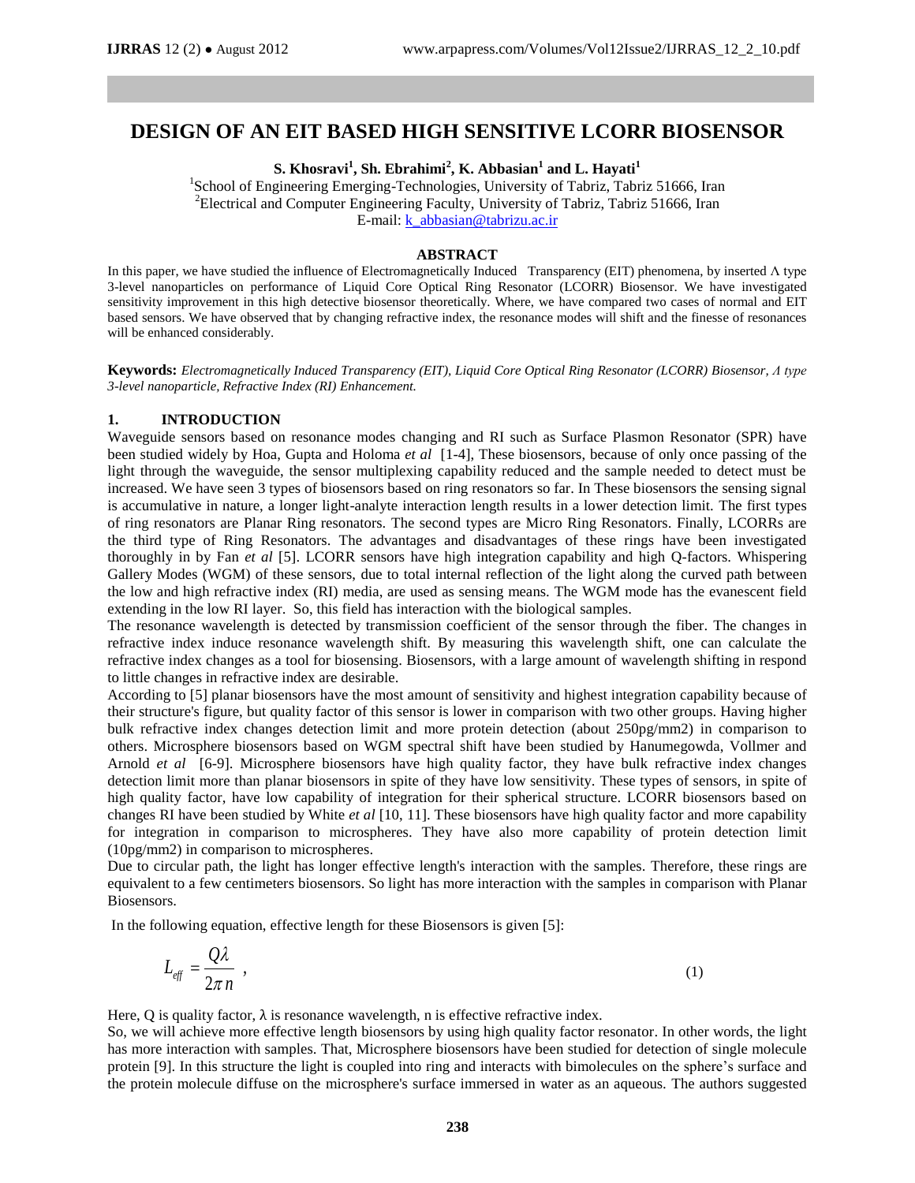# DESIGN OF AN EIT BASED HIGH SENSITIVE LCORR BIOSENSOR

**S. Khosravi[1], Sh. Ebrahimi[2], K. Abbasian[1] and L. Hayati[1]**

[1]School of Engineering Emerging-Technologies, University of Tabriz, Tabriz 51666, Iran
[2]Electrical and Computer Engineering Faculty, University of Tabriz, Tabriz 51666, Iran
E-mail: k_abbasian@tabrizu.ac.ir

## ABSTRACT

In this paper, we have studied the influence of Electromagnetically Induced Transparency (EIT) phenomena, by inserted Λ type 3-level nanoparticles on performance of Liquid Core Optical Ring Resonator (LCORR) Biosensor. We have investigated sensitivity improvement in this high detective biosensor theoretically. Where, we have compared two cases of normal and EIT based sensors. We have observed that by changing refractive index, the resonance modes will shift and the finesse of resonances will be enhanced considerably.

**Keywords:** *Electromagnetically Induced Transparency (EIT), Liquid Core Optical Ring Resonator (LCORR) Biosensor, Λ type 3-level nanoparticle, Refractive Index (RI) Enhancement.*

## 1. INTRODUCTION

Waveguide sensors based on resonance modes changing and RI such as Surface Plasmon Resonator (SPR) have been studied widely by Hoa, Gupta and Holoma *et al* [1-4], These biosensors, because of only once passing of the light through the waveguide, the sensor multiplexing capability reduced and the sample needed to detect must be increased. We have seen 3 types of biosensors based on ring resonators so far. In These biosensors the sensing signal is accumulative in nature, a longer light-analyte interaction length results in a lower detection limit. The first types of ring resonators are Planar Ring resonators. The second types are Micro Ring Resonators. Finally, LCORRs are the third type of Ring Resonators. The advantages and disadvantages of these rings have been investigated thoroughly in by Fan *et al* [5]. LCORR sensors have high integration capability and high Q-factors. Whispering Gallery Modes (WGM) of these sensors, due to total internal reflection of the light along the curved path between the low and high refractive index (RI) media, are used as sensing means. The WGM mode has the evanescent field extending in the low RI layer. So, this field has interaction with the biological samples.

The resonance wavelength is detected by transmission coefficient of the sensor through the fiber. The changes in refractive index induce resonance wavelength shift. By measuring this wavelength shift, one can calculate the refractive index changes as a tool for biosensing. Biosensors, with a large amount of wavelength shifting in respond to little changes in refractive index are desirable.

According to [5] planar biosensors have the most amount of sensitivity and highest integration capability because of their structure's figure, but quality factor of this sensor is lower in comparison with two other groups. Having higher bulk refractive index changes detection limit and more protein detection (about 250pg/mm2) in comparison to others. Microsphere biosensors based on WGM spectral shift have been studied by Hanumegowda, Vollmer and Arnold *et al* [6-9]. Microsphere biosensors have high quality factor, they have bulk refractive index changes detection limit more than planar biosensors in spite of they have low sensitivity. These types of sensors, in spite of high quality factor, have low capability of integration for their spherical structure. LCORR biosensors based on changes RI have been studied by White *et al* [10, 11]. These biosensors have high quality factor and more capability for integration in comparison to microspheres. They have also more capability of protein detection limit (10pg/mm2) in comparison to microspheres.

Due to circular path, the light has longer effective length's interaction with the samples. Therefore, these rings are equivalent to a few centimeters biosensors. So light has more interaction with the samples in comparison with Planar Biosensors.

In the following equation, effective length for these Biosensors is given [5]:

$$L_{eff} = \frac{Q\lambda}{2\pi n} \ , \tag{1}$$

Here, Q is quality factor, λ is resonance wavelength, n is effective refractive index.

So, we will achieve more effective length biosensors by using high quality factor resonator. In other words, the light has more interaction with samples. That, Microsphere biosensors have been studied for detection of single molecule protein [9]. In this structure the light is coupled into ring and interacts with bimolecules on the sphere's surface and the protein molecule diffuse on the microsphere's surface immersed in water as an aqueous. The authors suggested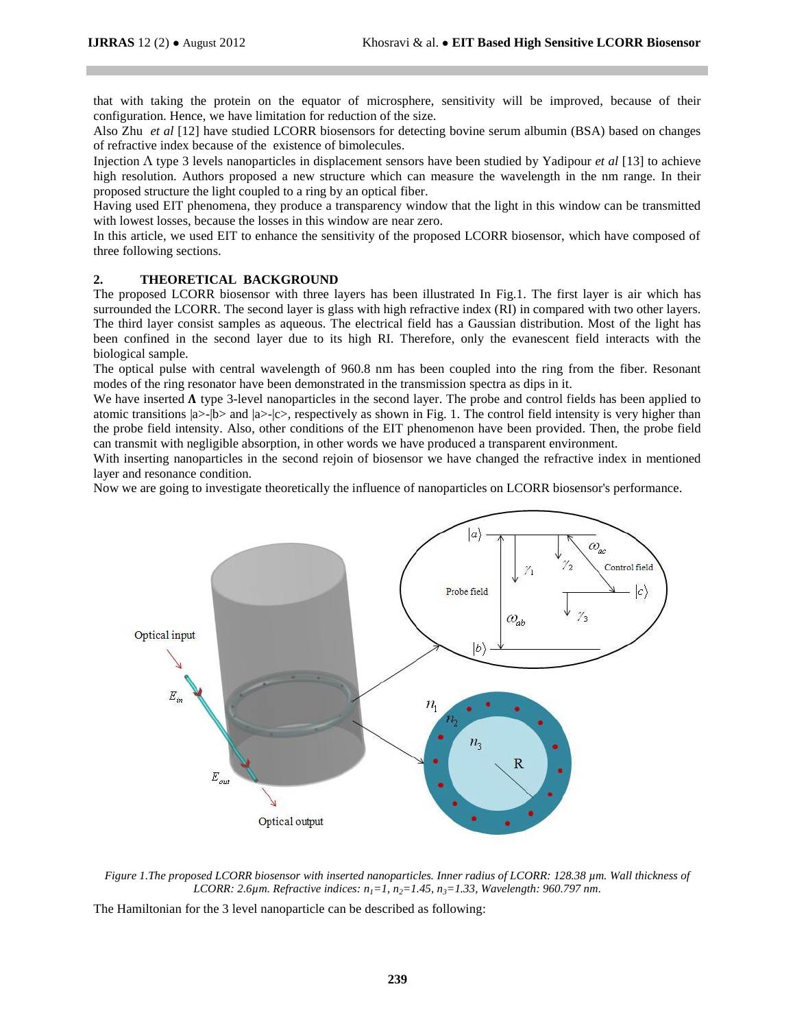that with taking the protein on the equator of microsphere, sensitivity will be improved, because of their configuration. Hence, we have limitation for reduction of the size.

Also Zhu *et al* [12] have studied LCORR biosensors for detecting bovine serum albumin (BSA) based on changes of refractive index because of the existence of bimolecules.

Injection Λ type 3 levels nanoparticles in displacement sensors have been studied by Yadipour *et al* [13] to achieve high resolution. Authors proposed a new structure which can measure the wavelength in the nm range. In their proposed structure the light coupled to a ring by an optical fiber.

Having used EIT phenomena, they produce a transparency window that the light in this window can be transmitted with lowest losses, because the losses in this window are near zero.

In this article, we used EIT to enhance the sensitivity of the proposed LCORR biosensor, which have composed of three following sections.

## 2. THEORETICAL BACKGROUND

The proposed LCORR biosensor with three layers has been illustrated In Fig.1. The first layer is air which has surrounded the LCORR. The second layer is glass with high refractive index (RI) in compared with two other layers. The third layer consist samples as aqueous. The electrical field has a Gaussian distribution. Most of the light has been confined in the second layer due to its high RI. Therefore, only the evanescent field interacts with the biological sample.

The optical pulse with central wavelength of 960.8 nm has been coupled into the ring from the fiber. Resonant modes of the ring resonator have been demonstrated in the transmission spectra as dips in it.

We have inserted **Λ** type 3-level nanoparticles in the second layer. The probe and control fields has been applied to atomic transitions |a>-|b> and |a>-|c>, respectively as shown in Fig. 1. The control field intensity is very higher than the probe field intensity. Also, other conditions of the EIT phenomenon have been provided. Then, the probe field can transmit with negligible absorption, in other words we have produced a transparent environment.

With inserting nanoparticles in the second rejoin of biosensor we have changed the refractive index in mentioned layer and resonance condition.

Now we are going to investigate theoretically the influence of nanoparticles on LCORR biosensor's performance.

*Figure 1.The proposed LCORR biosensor with inserted nanoparticles. Inner radius of LCORR: 128.38 µm. Wall thickness of LCORR: 2.6µm. Refractive indices: $n_1=1$, $n_2=1.45$, $n_3=1.33$, Wavelength: 960.797 nm.*

The Hamiltonian for the 3 level nanoparticle can be described as following: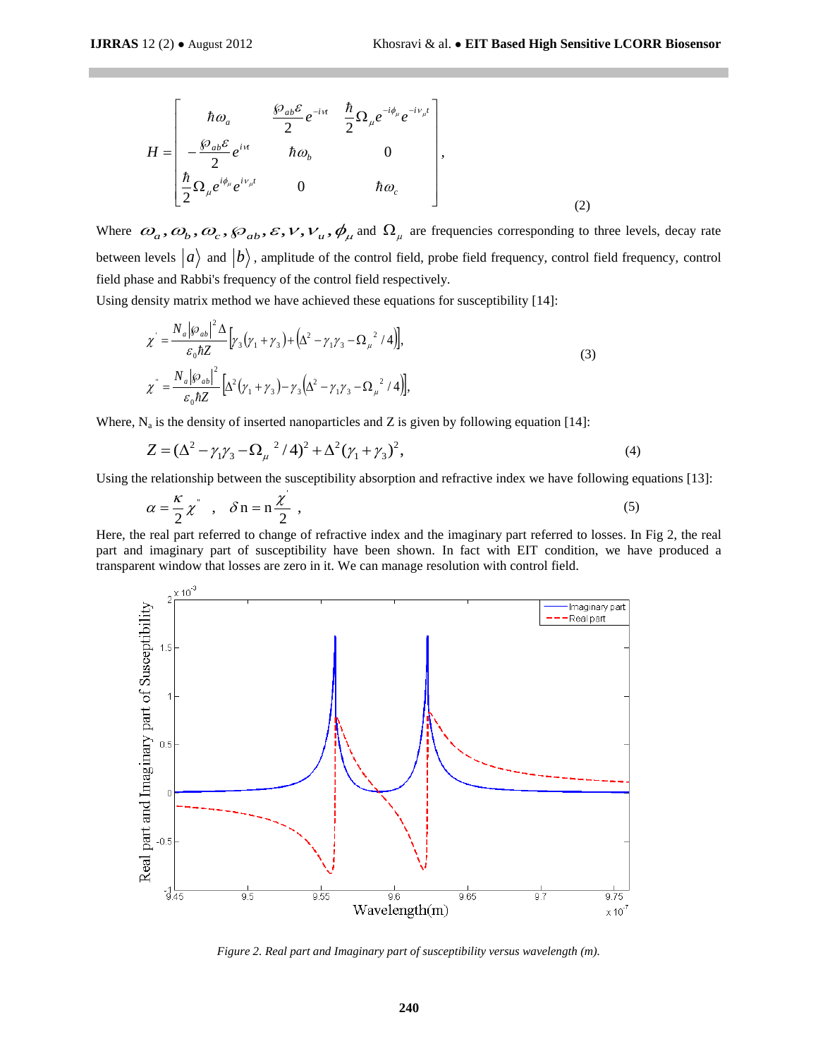$$
H = \begin{bmatrix} \hbar\omega_a & \frac{\wp_{ab}\varepsilon}{2} e^{-i\nu t} & \frac{\hbar}{2}\Omega_\mu e^{-i\phi_\mu} e^{-i\nu_\mu t} \\ -\frac{\wp_{ab}\varepsilon}{2} e^{i\nu t} & \hbar\omega_b & 0 \\ \frac{\hbar}{2}\Omega_\mu e^{i\phi_\mu} e^{i\nu_\mu t} & 0 & \hbar\omega_c \end{bmatrix}, \tag{2}
$$

Where $\omega_a, \omega_b, \omega_c, \wp_{ab}, \varepsilon, \nu, \nu_u, \phi_\mu$ and $\Omega_\mu$ are frequencies corresponding to three levels, decay rate between levels $|a\rangle$ and $|b\rangle$, amplitude of the control field, probe field frequency, control field frequency, control field phase and Rabbi's frequency of the control field respectively.

Using density matrix method we have achieved these equations for susceptibility [14]:

$$
\begin{aligned}
\chi' &= \frac{N_a |\wp_{ab}|^2 \Delta}{\varepsilon_0 \hbar Z}\left[\gamma_3(\gamma_1+\gamma_3)+\left(\Delta^2-\gamma_1\gamma_3-\Omega_\mu{}^2/4\right)\right], \\
\chi'' &= \frac{N_a |\wp_{ab}|^2}{\varepsilon_0 \hbar Z}\left[\Delta^2(\gamma_1+\gamma_3)-\gamma_3\left(\Delta^2-\gamma_1\gamma_3-\Omega_\mu{}^2/4\right)\right],
\end{aligned} \tag{3}
$$

Where, $N_a$ is the density of inserted nanoparticles and Z is given by following equation [14]:

$$
Z = (\Delta^2 - \gamma_1\gamma_3 - \Omega_\mu{}^2/4)^2 + \Delta^2(\gamma_1+\gamma_3)^2, \tag{4}
$$

Using the relationship between the susceptibility absorption and refractive index we have following equations [13]:

$$
\alpha = \frac{\kappa}{2}\chi'' \quad , \quad \delta \mathrm{n} = \mathrm{n}\frac{\chi'}{2} \ , \tag{5}
$$

Here, the real part referred to change of refractive index and the imaginary part referred to losses. In Fig 2, the real part and imaginary part of susceptibility have been shown. In fact with EIT condition, we have produced a transparent window that losses are zero in it. We can manage resolution with control field.

*Figure 2. Real part and Imaginary part of susceptibility versus wavelength (m).*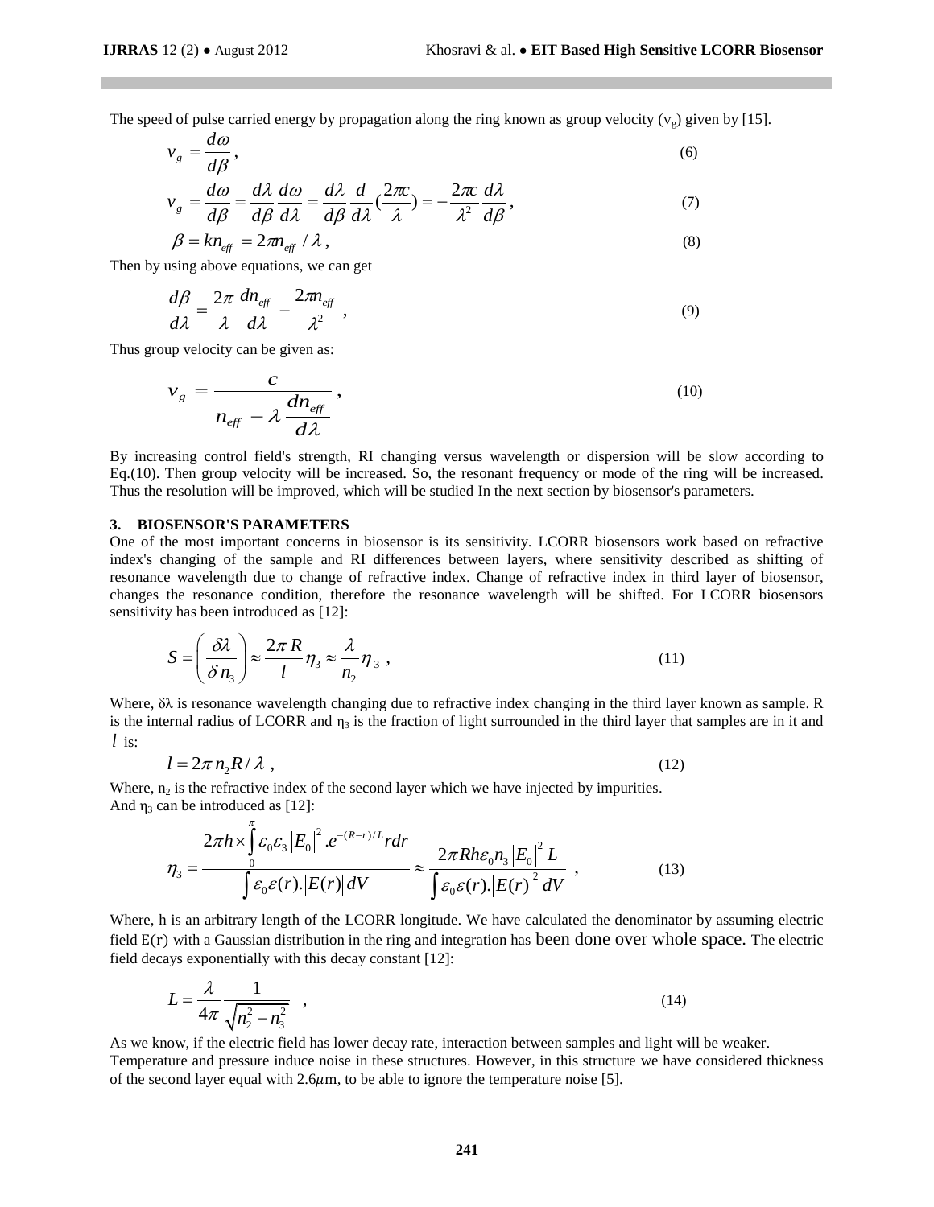The speed of pulse carried energy by propagation along the ring known as group velocity ($v_g$) given by [15].

$$v_g = \frac{d\omega}{d\beta}, \tag{6}$$

$$v_g = \frac{d\omega}{d\beta} = \frac{d\lambda}{d\beta}\frac{d\omega}{d\lambda} = \frac{d\lambda}{d\beta}\frac{d}{d\lambda}\left(\frac{2\pi c}{\lambda}\right) = -\frac{2\pi c}{\lambda^2}\frac{d\lambda}{d\beta}, \tag{7}$$

$$\beta = kn_{eff} = 2\pi n_{eff}/\lambda, \tag{8}$$

Then by using above equations, we can get

$$\frac{d\beta}{d\lambda} = \frac{2\pi}{\lambda}\frac{dn_{eff}}{d\lambda} - \frac{2\pi n_{eff}}{\lambda^2}, \tag{9}$$

Thus group velocity can be given as:

$$v_g = \frac{c}{n_{eff} - \lambda \dfrac{dn_{eff}}{d\lambda}}, \tag{10}$$

By increasing control field's strength, RI changing versus wavelength or dispersion will be slow according to Eq.(10). Then group velocity will be increased. So, the resonant frequency or mode of the ring will be increased. Thus the resolution will be improved, which will be studied In the next section by biosensor's parameters.

## 3. BIOSENSOR'S PARAMETERS

One of the most important concerns in biosensor is its sensitivity. LCORR biosensors work based on refractive index's changing of the sample and RI differences between layers, where sensitivity described as shifting of resonance wavelength due to change of refractive index. Change of refractive index in third layer of biosensor, changes the resonance condition, therefore the resonance wavelength will be shifted. For LCORR biosensors sensitivity has been introduced as [12]:

$$S = \left(\frac{\delta\lambda}{\delta n_3}\right) \approx \frac{2\pi R}{l}\eta_3 \approx \frac{\lambda}{n_2}\eta_3, \tag{11}$$

Where, $\delta\lambda$ is resonance wavelength changing due to refractive index changing in the third layer known as sample. R is the internal radius of LCORR and $\eta_3$ is the fraction of light surrounded in the third layer that samples are in it and $l$ is:

$$l = 2\pi n_2 R/\lambda, \tag{12}$$

Where, $n_2$ is the refractive index of the second layer which we have injected by impurities.
And $\eta_3$ can be introduced as [12]:

$$\eta_3 = \frac{2\pi h \times \int_0^{\pi} \varepsilon_0 \varepsilon_3 |E_0|^2 . e^{-(R-r)/L} r dr}{\int \varepsilon_0 \varepsilon(r). |E(r)| dV} \approx \frac{2\pi R h \varepsilon_0 n_3 |E_0|^2 L}{\int \varepsilon_0 \varepsilon(r). |E(r)|^2 dV}, \tag{13}$$

Where, h is an arbitrary length of the LCORR longitude. We have calculated the denominator by assuming electric field $E(r)$ with a Gaussian distribution in the ring and integration has been done over whole space. The electric field decays exponentially with this decay constant [12]:

$$L = \frac{\lambda}{4\pi}\frac{1}{\sqrt{n_2^2 - n_3^2}}, \tag{14}$$

As we know, if the electric field has lower decay rate, interaction between samples and light will be weaker.
Temperature and pressure induce noise in these structures. However, in this structure we have considered thickness of the second layer equal with 2.6$\mu$m, to be able to ignore the temperature noise [5].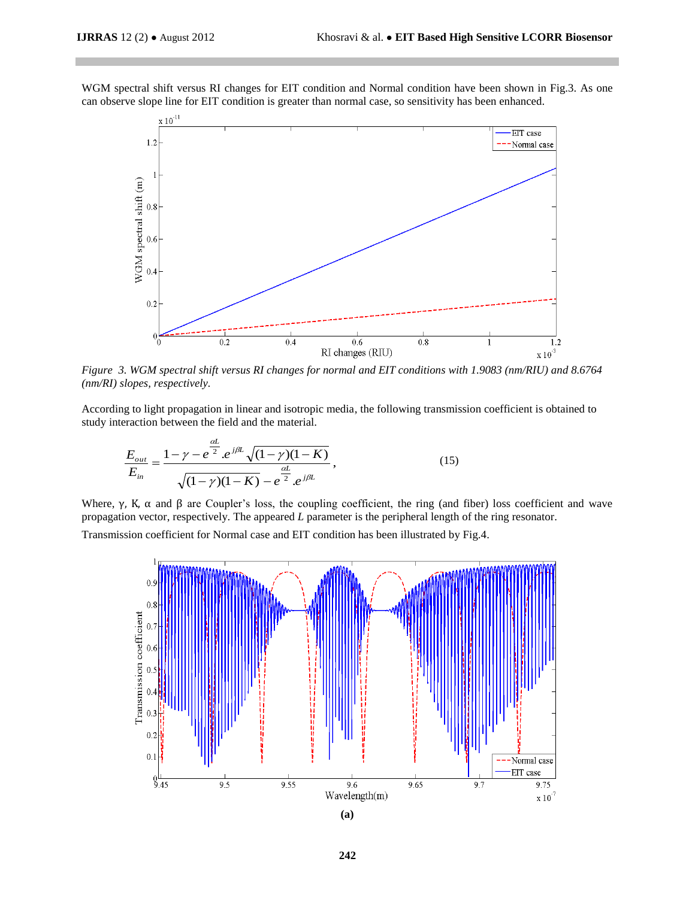WGM spectral shift versus RI changes for EIT condition and Normal condition have been shown in Fig.3. As one can observe slope line for EIT condition is greater than normal case, so sensitivity has been enhanced.

*Figure 3. WGM spectral shift versus RI changes for normal and EIT conditions with 1.9083 (nm/RIU) and 8.6764 (nm/RI) slopes, respectively.*

According to light propagation in linear and isotropic media, the following transmission coefficient is obtained to study interaction between the field and the material.

$$\frac{E_{out}}{E_{in}} = \frac{1-\gamma - e^{\frac{\alpha L}{2}}.e^{j\beta L}\sqrt{(1-\gamma)(1-K)}}{\sqrt{(1-\gamma)(1-K)} - e^{\frac{\alpha L}{2}}.e^{j\beta L}}, \tag{15}$$

Where, γ, Κ, α and β are Coupler's loss, the coupling coefficient, the ring (and fiber) loss coefficient and wave propagation vector, respectively. The appeared *L* parameter is the peripheral length of the ring resonator.

Transmission coefficient for Normal case and EIT condition has been illustrated by Fig.4.

**(a)**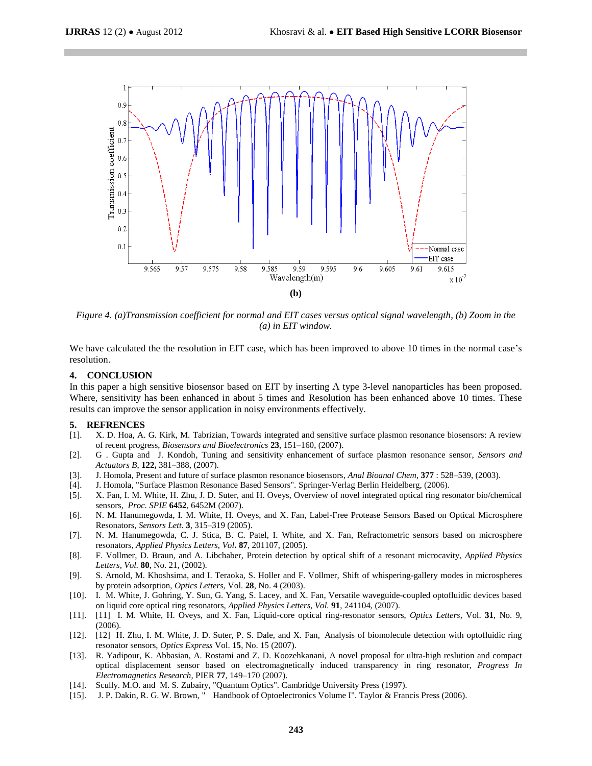Transmission coefficient

Wavelength(m)

x 10^-7

0.1
0.2
0.3
0.4
0.5
0.6
0.7
0.8
0.9
1

9.565
9.57
9.575
9.58
9.585
9.59
9.595
9.6
9.605
9.61
9.615

Normal case
EIT case

**(b)**

*Figure 4. (a)Transmission coefficient for normal and EIT cases versus optical signal wavelength, (b) Zoom in the (a) in EIT window.*

We have calculated the the resolution in EIT case, which has been improved to above 10 times in the normal case's resolution.

## 4. CONCLUSION

In this paper a high sensitive biosensor based on EIT by inserting Λ type 3-level nanoparticles has been proposed. Where, sensitivity has been enhanced in about 5 times and Resolution has been enhanced above 10 times. These results can improve the sensor application in noisy environments effectively.

## 5. REFRENCES

[1]. X. D. Hoa, A. G. Kirk, M. Tabrizian, Towards integrated and sensitive surface plasmon resonance biosensors: A review of recent progress, *Biosensors and Bioelectronics* **23**, 151–160, (2007).

[2]. G . Gupta and J. Kondoh, Tuning and sensitivity enhancement of surface plasmon resonance sensor, *Sensors and Actuators B*, **122,** 381–388, (2007).

[3]. J. Homola, Present and future of surface plasmon resonance biosensors, *Anal Bioanal Chem*, **377** : 528–539, (2003).

[4]. J. Homola, "Surface Plasmon Resonance Based Sensors". Springer-Verlag Berlin Heidelberg, (2006).

[5]. X. Fan, I. M. White, H. Zhu, J. D. Suter, and H. Oveys, Overview of novel integrated optical ring resonator bio/chemical sensors, *Proc. SPIE* **6452**, 6452M (2007).

[6]. N. M. Hanumegowda, I. M. White, H. Oveys, and X. Fan, Label-Free Protease Sensors Based on Optical Microsphere Resonators, *Sensors Lett.* **3**, 315–319 (2005).

[7]. N. M. Hanumegowda, C. J. Stica, B. C. Patel, I. White, and X. Fan, Refractometric sensors based on microsphere resonators, *Applied Physics Letters, Vol*. **87**, 201107, (2005).

[8]. F. Vollmer, D. Braun, and A. Libchaber, Protein detection by optical shift of a resonant microcavity, *Applied Physics Letters, Vol.* **80**, No. 21, (2002).

[9]. S. Arnold, M. Khoshsima, and I. Teraoka, S. Holler and F. Vollmer, Shift of whispering-gallery modes in microspheres by protein adsorption, *Optics Letters*, Vol. **28**, No. 4 (2003).

[10]. I. M. White, J. Gohring, Y. Sun, G. Yang, S. Lacey, and X. Fan, Versatile waveguide-coupled optofluidic devices based on liquid core optical ring resonators, *Applied Physics Letters, Vol.* **91**, 241104, (2007).

[11]. [11] I. M. White, H. Oveys, and X. Fan, Liquid-core optical ring-resonator sensors, *Optics Letters*, Vol. **31**, No. 9, (2006).

[12]. [12] H. Zhu, I. M. White, J. D. Suter, P. S. Dale, and X. Fan, Analysis of biomolecule detection with optofluidic ring resonator sensors, *Optics Express* Vol. **15**, No. 15 (2007).

[13]. R. Yadipour, K. Abbasian, A. Rostami and Z. D. Koozehkanani, A novel proposal for ultra-high reslution and compact optical displacement sensor based on electromagnetically induced transparency in ring resonator, *Progress In Electromagnetics Research*, PIER **77**, 149–170 (2007).

[14]. Scully. M.O. and M. S. Zubairy, "Quantum Optics". Cambridge University Press (1997).

[15]. J. P. Dakin, R. G. W. Brown, " Handbook of Optoelectronics Volume I". Taylor & Francis Press (2006).